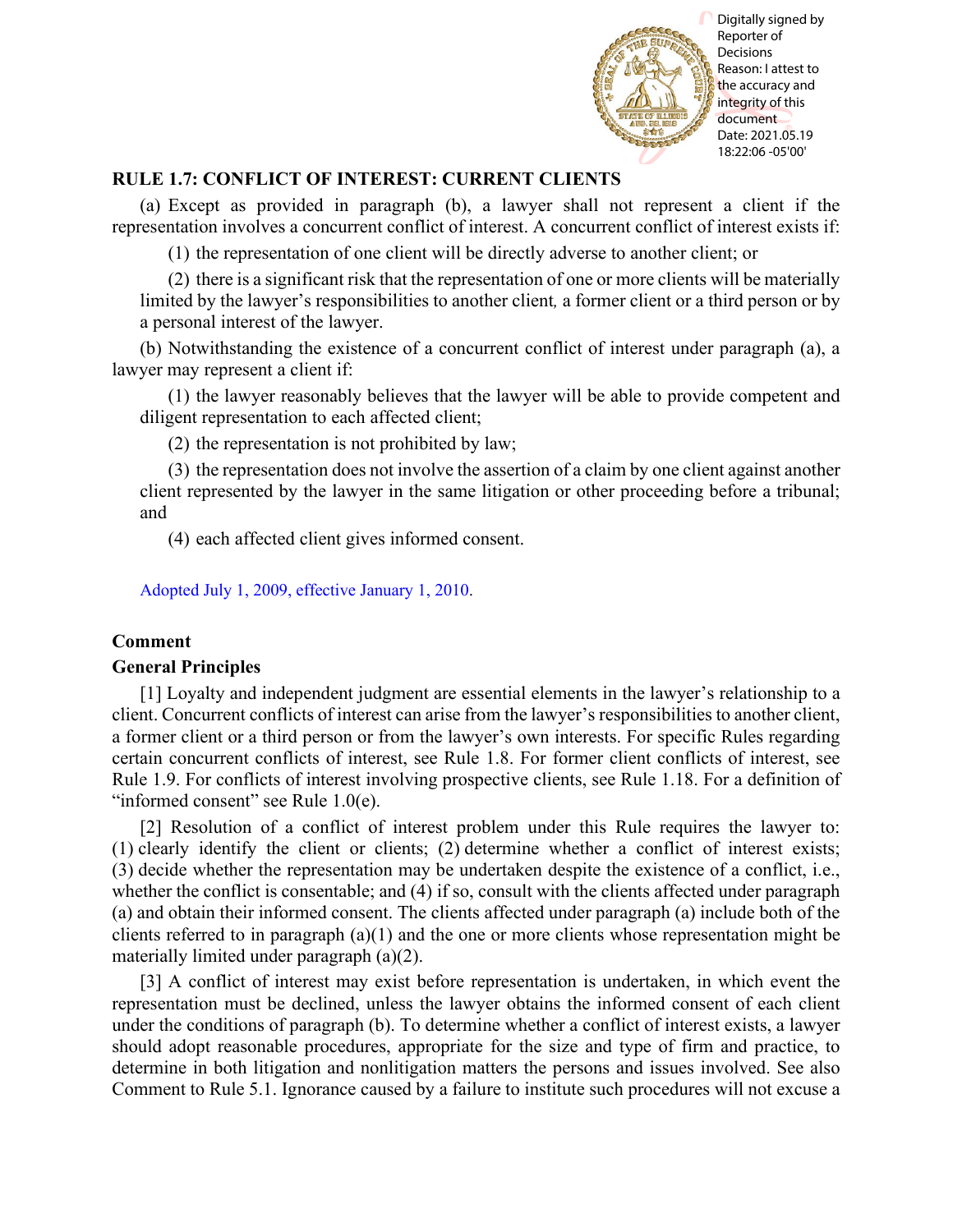## RULE 1.7: CONFLICT OF INTEREST: CURRENT CLIENTS

(a) Except as provided in paragraph (b), a lawyer shall not represent a client if the representation involves a concurrent conflict of interest. A concurrent conflict of interest exists if:

(1) the representation of one client will be directly adverse to another client; or

(2) there is a significant risk that the representation of one or more clients will be materially limited by the lawyer's responsibilities to another client*,* a former client or a third person or by a personal interest of the lawyer.

(b) Notwithstanding the existence of a concurrent conflict of interest under paragraph (a), a lawyer may represent a client if:

(1) the lawyer reasonably believes that the lawyer will be able to provide competent and diligent representation to each affected client;

(2) the representation is not prohibited by law;

(3) the representation does not involve the assertion of a claim by one client against another client represented by the lawyer in the same litigation or other proceeding before a tribunal; and

(4) each affected client gives informed consent.

Adopted July 1, 2009, effective January 1, 2010.

### Comment

### General Principles

[1] Loyalty and independent judgment are essential elements in the lawyer's relationship to a client. Concurrent conflicts of interest can arise from the lawyer's responsibilities to another client, a former client or a third person or from the lawyer's own interests. For specific Rules regarding certain concurrent conflicts of interest, see Rule 1.8. For former client conflicts of interest, see Rule 1.9. For conflicts of interest involving prospective clients, see Rule 1.18. For a definition of "informed consent" see Rule 1.0(e).

[2] Resolution of a conflict of interest problem under this Rule requires the lawyer to: (1) clearly identify the client or clients; (2) determine whether a conflict of interest exists; (3) decide whether the representation may be undertaken despite the existence of a conflict, i.e., whether the conflict is consentable; and (4) if so, consult with the clients affected under paragraph (a) and obtain their informed consent. The clients affected under paragraph (a) include both of the clients referred to in paragraph (a)(1) and the one or more clients whose representation might be materially limited under paragraph (a)(2).

[3] A conflict of interest may exist before representation is undertaken, in which event the representation must be declined, unless the lawyer obtains the informed consent of each client under the conditions of paragraph (b). To determine whether a conflict of interest exists, a lawyer should adopt reasonable procedures, appropriate for the size and type of firm and practice, to determine in both litigation and nonlitigation matters the persons and issues involved. See also Comment to Rule 5.1. Ignorance caused by a failure to institute such procedures will not excuse a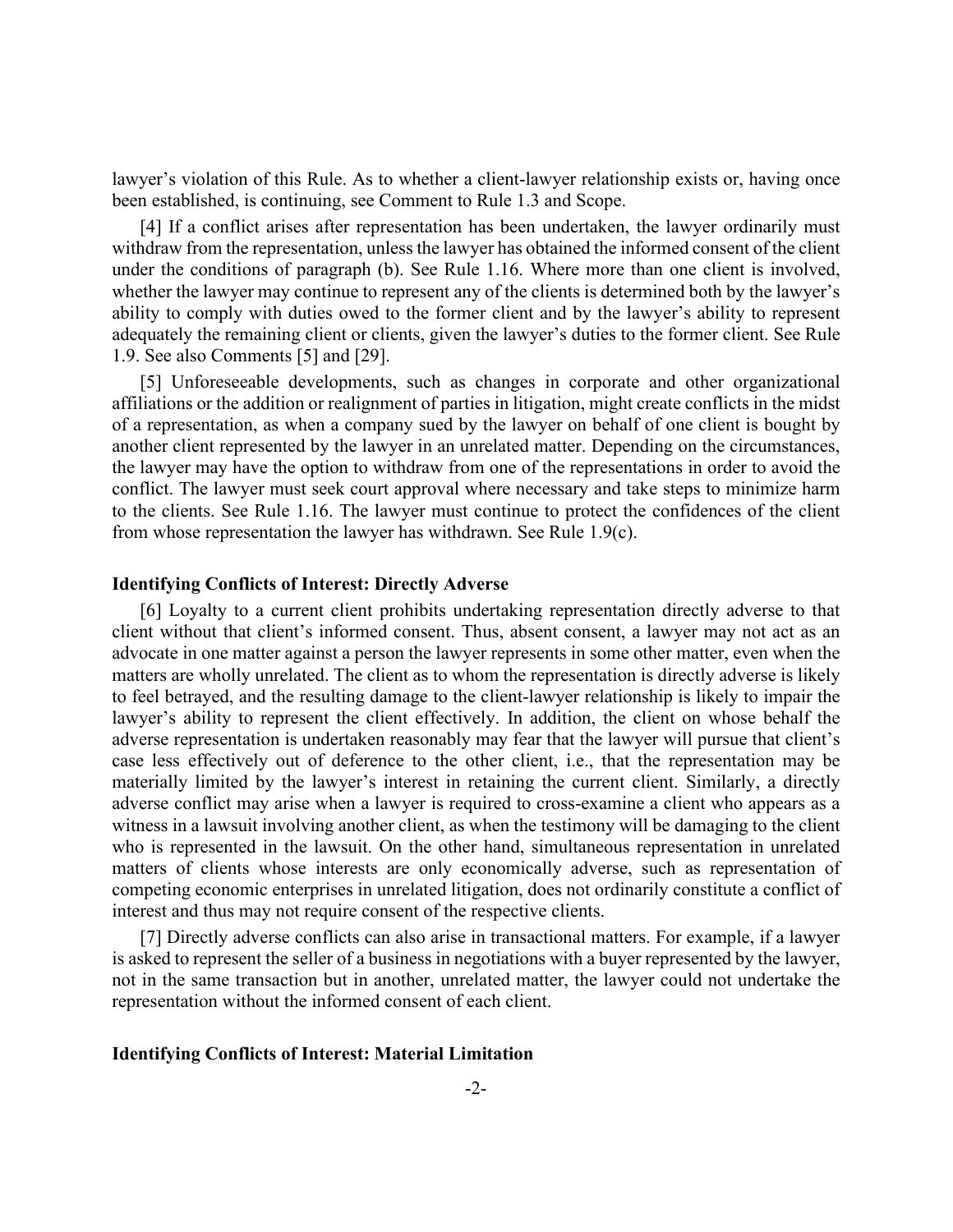lawyer's violation of this Rule. As to whether a client-lawyer relationship exists or, having once been established, is continuing, see Comment to Rule 1.3 and Scope.

[4] If a conflict arises after representation has been undertaken, the lawyer ordinarily must withdraw from the representation, unless the lawyer has obtained the informed consent of the client under the conditions of paragraph (b). See Rule 1.16. Where more than one client is involved, whether the lawyer may continue to represent any of the clients is determined both by the lawyer's ability to comply with duties owed to the former client and by the lawyer's ability to represent adequately the remaining client or clients, given the lawyer's duties to the former client. See Rule 1.9. See also Comments [5] and [29].

[5] Unforeseeable developments, such as changes in corporate and other organizational affiliations or the addition or realignment of parties in litigation, might create conflicts in the midst of a representation, as when a company sued by the lawyer on behalf of one client is bought by another client represented by the lawyer in an unrelated matter. Depending on the circumstances, the lawyer may have the option to withdraw from one of the representations in order to avoid the conflict. The lawyer must seek court approval where necessary and take steps to minimize harm to the clients. See Rule 1.16. The lawyer must continue to protect the confidences of the client from whose representation the lawyer has withdrawn. See Rule 1.9(c).

**Identifying Conflicts of Interest: Directly Adverse**

[6] Loyalty to a current client prohibits undertaking representation directly adverse to that client without that client's informed consent. Thus, absent consent, a lawyer may not act as an advocate in one matter against a person the lawyer represents in some other matter, even when the matters are wholly unrelated. The client as to whom the representation is directly adverse is likely to feel betrayed, and the resulting damage to the client-lawyer relationship is likely to impair the lawyer's ability to represent the client effectively. In addition, the client on whose behalf the adverse representation is undertaken reasonably may fear that the lawyer will pursue that client's case less effectively out of deference to the other client, i.e., that the representation may be materially limited by the lawyer's interest in retaining the current client. Similarly, a directly adverse conflict may arise when a lawyer is required to cross-examine a client who appears as a witness in a lawsuit involving another client, as when the testimony will be damaging to the client who is represented in the lawsuit. On the other hand, simultaneous representation in unrelated matters of clients whose interests are only economically adverse, such as representation of competing economic enterprises in unrelated litigation, does not ordinarily constitute a conflict of interest and thus may not require consent of the respective clients.

[7] Directly adverse conflicts can also arise in transactional matters. For example, if a lawyer is asked to represent the seller of a business in negotiations with a buyer represented by the lawyer, not in the same transaction but in another, unrelated matter, the lawyer could not undertake the representation without the informed consent of each client.

**Identifying Conflicts of Interest: Material Limitation**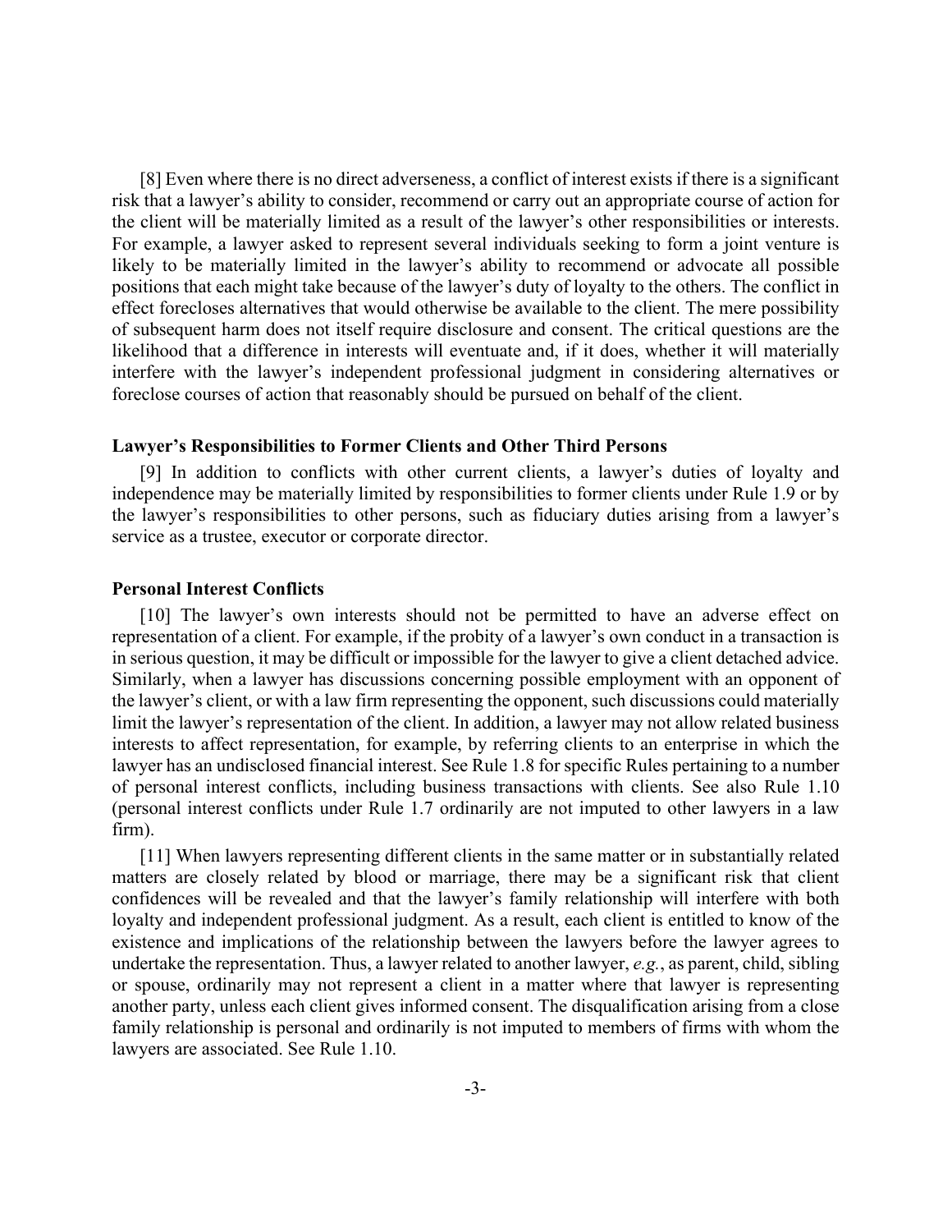[8] Even where there is no direct adverseness, a conflict of interest exists if there is a significant risk that a lawyer's ability to consider, recommend or carry out an appropriate course of action for the client will be materially limited as a result of the lawyer's other responsibilities or interests. For example, a lawyer asked to represent several individuals seeking to form a joint venture is likely to be materially limited in the lawyer's ability to recommend or advocate all possible positions that each might take because of the lawyer's duty of loyalty to the others. The conflict in effect forecloses alternatives that would otherwise be available to the client. The mere possibility of subsequent harm does not itself require disclosure and consent. The critical questions are the likelihood that a difference in interests will eventuate and, if it does, whether it will materially interfere with the lawyer's independent professional judgment in considering alternatives or foreclose courses of action that reasonably should be pursued on behalf of the client.

**Lawyer's Responsibilities to Former Clients and Other Third Persons**

[9] In addition to conflicts with other current clients, a lawyer's duties of loyalty and independence may be materially limited by responsibilities to former clients under Rule 1.9 or by the lawyer's responsibilities to other persons, such as fiduciary duties arising from a lawyer's service as a trustee, executor or corporate director.

**Personal Interest Conflicts**

[10] The lawyer's own interests should not be permitted to have an adverse effect on representation of a client. For example, if the probity of a lawyer's own conduct in a transaction is in serious question, it may be difficult or impossible for the lawyer to give a client detached advice. Similarly, when a lawyer has discussions concerning possible employment with an opponent of the lawyer's client, or with a law firm representing the opponent, such discussions could materially limit the lawyer's representation of the client. In addition, a lawyer may not allow related business interests to affect representation, for example, by referring clients to an enterprise in which the lawyer has an undisclosed financial interest. See Rule 1.8 for specific Rules pertaining to a number of personal interest conflicts, including business transactions with clients. See also Rule 1.10 (personal interest conflicts under Rule 1.7 ordinarily are not imputed to other lawyers in a law firm).

[11] When lawyers representing different clients in the same matter or in substantially related matters are closely related by blood or marriage, there may be a significant risk that client confidences will be revealed and that the lawyer's family relationship will interfere with both loyalty and independent professional judgment. As a result, each client is entitled to know of the existence and implications of the relationship between the lawyers before the lawyer agrees to undertake the representation. Thus, a lawyer related to another lawyer, *e.g.*, as parent, child, sibling or spouse, ordinarily may not represent a client in a matter where that lawyer is representing another party, unless each client gives informed consent. The disqualification arising from a close family relationship is personal and ordinarily is not imputed to members of firms with whom the lawyers are associated. See Rule 1.10.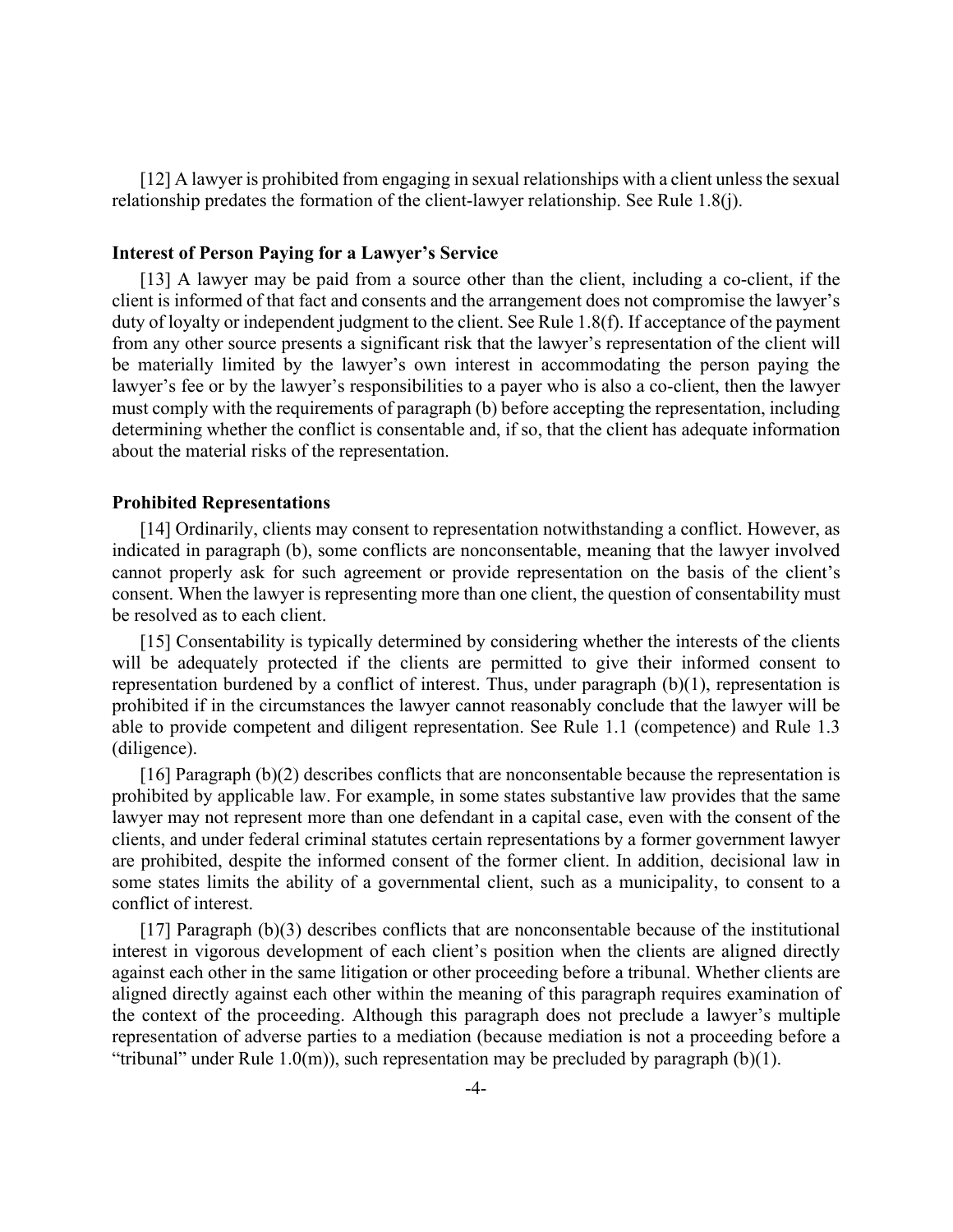[12] A lawyer is prohibited from engaging in sexual relationships with a client unless the sexual relationship predates the formation of the client-lawyer relationship. See Rule 1.8(j).

**Interest of Person Paying for a Lawyer's Service**

[13] A lawyer may be paid from a source other than the client, including a co-client, if the client is informed of that fact and consents and the arrangement does not compromise the lawyer's duty of loyalty or independent judgment to the client. See Rule 1.8(f). If acceptance of the payment from any other source presents a significant risk that the lawyer's representation of the client will be materially limited by the lawyer's own interest in accommodating the person paying the lawyer's fee or by the lawyer's responsibilities to a payer who is also a co-client, then the lawyer must comply with the requirements of paragraph (b) before accepting the representation, including determining whether the conflict is consentable and, if so, that the client has adequate information about the material risks of the representation.

**Prohibited Representations**

[14] Ordinarily, clients may consent to representation notwithstanding a conflict. However, as indicated in paragraph (b), some conflicts are nonconsentable, meaning that the lawyer involved cannot properly ask for such agreement or provide representation on the basis of the client's consent. When the lawyer is representing more than one client, the question of consentability must be resolved as to each client.

[15] Consentability is typically determined by considering whether the interests of the clients will be adequately protected if the clients are permitted to give their informed consent to representation burdened by a conflict of interest. Thus, under paragraph (b)(1), representation is prohibited if in the circumstances the lawyer cannot reasonably conclude that the lawyer will be able to provide competent and diligent representation. See Rule 1.1 (competence) and Rule 1.3 (diligence).

[16] Paragraph (b)(2) describes conflicts that are nonconsentable because the representation is prohibited by applicable law. For example, in some states substantive law provides that the same lawyer may not represent more than one defendant in a capital case, even with the consent of the clients, and under federal criminal statutes certain representations by a former government lawyer are prohibited, despite the informed consent of the former client. In addition, decisional law in some states limits the ability of a governmental client, such as a municipality, to consent to a conflict of interest.

[17] Paragraph (b)(3) describes conflicts that are nonconsentable because of the institutional interest in vigorous development of each client's position when the clients are aligned directly against each other in the same litigation or other proceeding before a tribunal. Whether clients are aligned directly against each other within the meaning of this paragraph requires examination of the context of the proceeding. Although this paragraph does not preclude a lawyer's multiple representation of adverse parties to a mediation (because mediation is not a proceeding before a "tribunal" under Rule 1.0(m)), such representation may be precluded by paragraph (b)(1).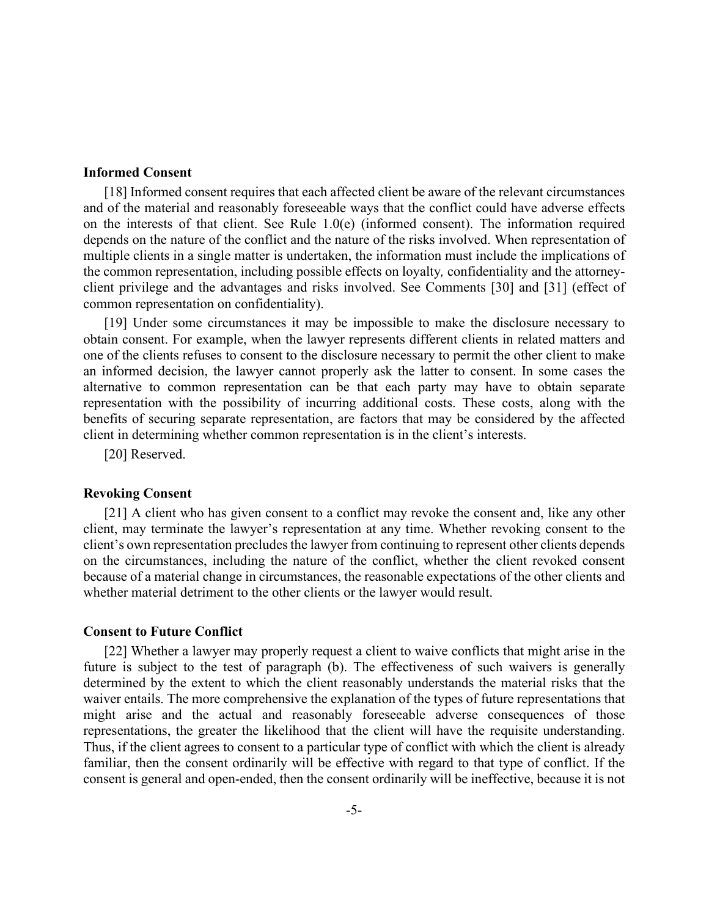**Informed Consent**

[18] Informed consent requires that each affected client be aware of the relevant circumstances and of the material and reasonably foreseeable ways that the conflict could have adverse effects on the interests of that client. See Rule 1.0(e) (informed consent). The information required depends on the nature of the conflict and the nature of the risks involved. When representation of multiple clients in a single matter is undertaken, the information must include the implications of the common representation, including possible effects on loyalty*,* confidentiality and the attorney-client privilege and the advantages and risks involved. See Comments [30] and [31] (effect of common representation on confidentiality).

[19] Under some circumstances it may be impossible to make the disclosure necessary to obtain consent. For example, when the lawyer represents different clients in related matters and one of the clients refuses to consent to the disclosure necessary to permit the other client to make an informed decision, the lawyer cannot properly ask the latter to consent. In some cases the alternative to common representation can be that each party may have to obtain separate representation with the possibility of incurring additional costs. These costs, along with the benefits of securing separate representation, are factors that may be considered by the affected client in determining whether common representation is in the client's interests.

[20] Reserved.

**Revoking Consent**

[21] A client who has given consent to a conflict may revoke the consent and, like any other client, may terminate the lawyer's representation at any time. Whether revoking consent to the client's own representation precludes the lawyer from continuing to represent other clients depends on the circumstances, including the nature of the conflict, whether the client revoked consent because of a material change in circumstances, the reasonable expectations of the other clients and whether material detriment to the other clients or the lawyer would result.

**Consent to Future Conflict**

[22] Whether a lawyer may properly request a client to waive conflicts that might arise in the future is subject to the test of paragraph (b). The effectiveness of such waivers is generally determined by the extent to which the client reasonably understands the material risks that the waiver entails. The more comprehensive the explanation of the types of future representations that might arise and the actual and reasonably foreseeable adverse consequences of those representations, the greater the likelihood that the client will have the requisite understanding. Thus, if the client agrees to consent to a particular type of conflict with which the client is already familiar, then the consent ordinarily will be effective with regard to that type of conflict. If the consent is general and open-ended, then the consent ordinarily will be ineffective, because it is not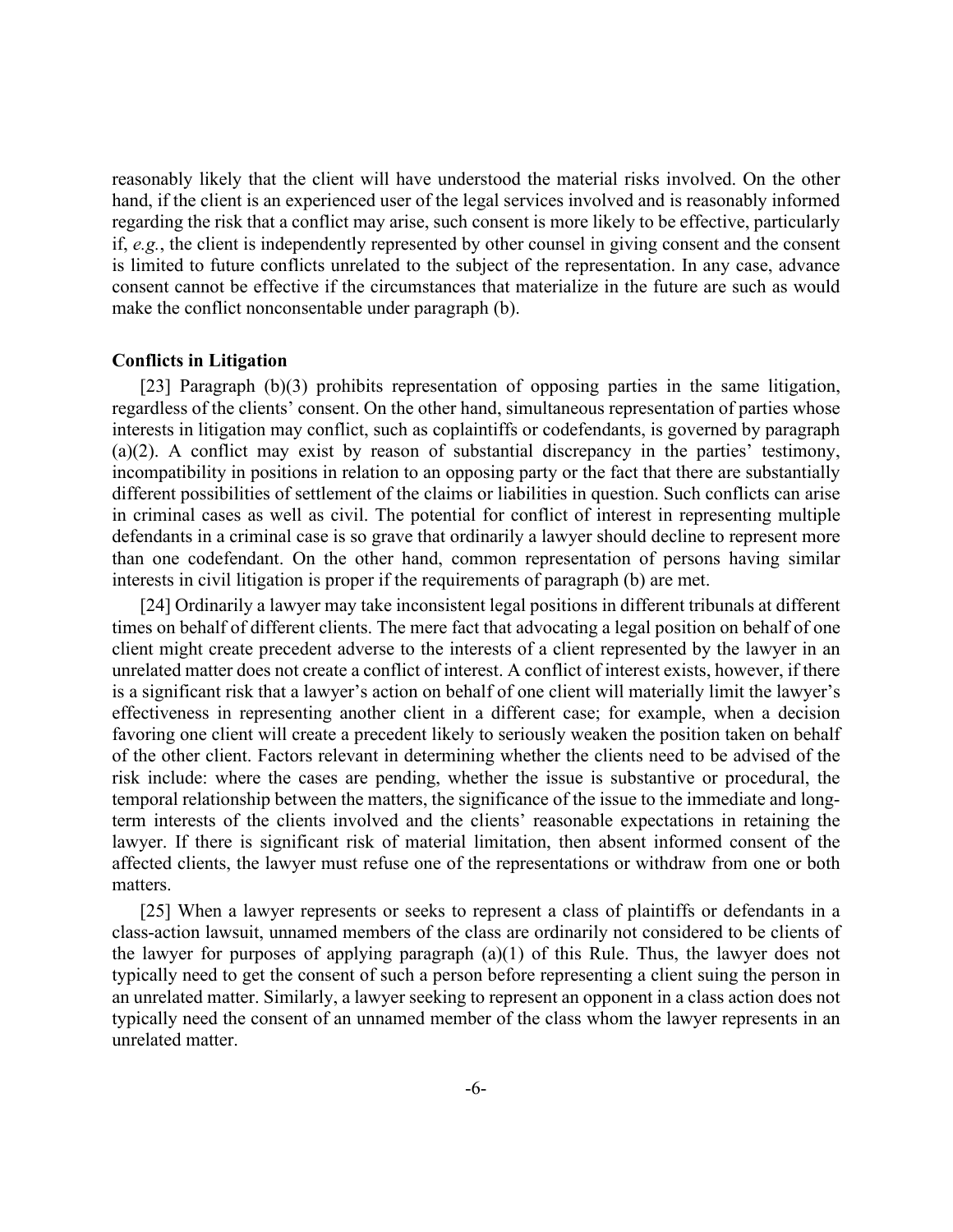reasonably likely that the client will have understood the material risks involved. On the other hand, if the client is an experienced user of the legal services involved and is reasonably informed regarding the risk that a conflict may arise, such consent is more likely to be effective, particularly if, *e.g.*, the client is independently represented by other counsel in giving consent and the consent is limited to future conflicts unrelated to the subject of the representation. In any case, advance consent cannot be effective if the circumstances that materialize in the future are such as would make the conflict nonconsentable under paragraph (b).

**Conflicts in Litigation**

[23] Paragraph (b)(3) prohibits representation of opposing parties in the same litigation, regardless of the clients' consent. On the other hand, simultaneous representation of parties whose interests in litigation may conflict, such as coplaintiffs or codefendants, is governed by paragraph (a)(2). A conflict may exist by reason of substantial discrepancy in the parties' testimony, incompatibility in positions in relation to an opposing party or the fact that there are substantially different possibilities of settlement of the claims or liabilities in question. Such conflicts can arise in criminal cases as well as civil. The potential for conflict of interest in representing multiple defendants in a criminal case is so grave that ordinarily a lawyer should decline to represent more than one codefendant. On the other hand, common representation of persons having similar interests in civil litigation is proper if the requirements of paragraph (b) are met.

[24] Ordinarily a lawyer may take inconsistent legal positions in different tribunals at different times on behalf of different clients. The mere fact that advocating a legal position on behalf of one client might create precedent adverse to the interests of a client represented by the lawyer in an unrelated matter does not create a conflict of interest. A conflict of interest exists, however, if there is a significant risk that a lawyer's action on behalf of one client will materially limit the lawyer's effectiveness in representing another client in a different case; for example, when a decision favoring one client will create a precedent likely to seriously weaken the position taken on behalf of the other client. Factors relevant in determining whether the clients need to be advised of the risk include: where the cases are pending, whether the issue is substantive or procedural, the temporal relationship between the matters, the significance of the issue to the immediate and long-term interests of the clients involved and the clients' reasonable expectations in retaining the lawyer. If there is significant risk of material limitation, then absent informed consent of the affected clients, the lawyer must refuse one of the representations or withdraw from one or both matters.

[25] When a lawyer represents or seeks to represent a class of plaintiffs or defendants in a class-action lawsuit, unnamed members of the class are ordinarily not considered to be clients of the lawyer for purposes of applying paragraph (a)(1) of this Rule. Thus, the lawyer does not typically need to get the consent of such a person before representing a client suing the person in an unrelated matter. Similarly, a lawyer seeking to represent an opponent in a class action does not typically need the consent of an unnamed member of the class whom the lawyer represents in an unrelated matter.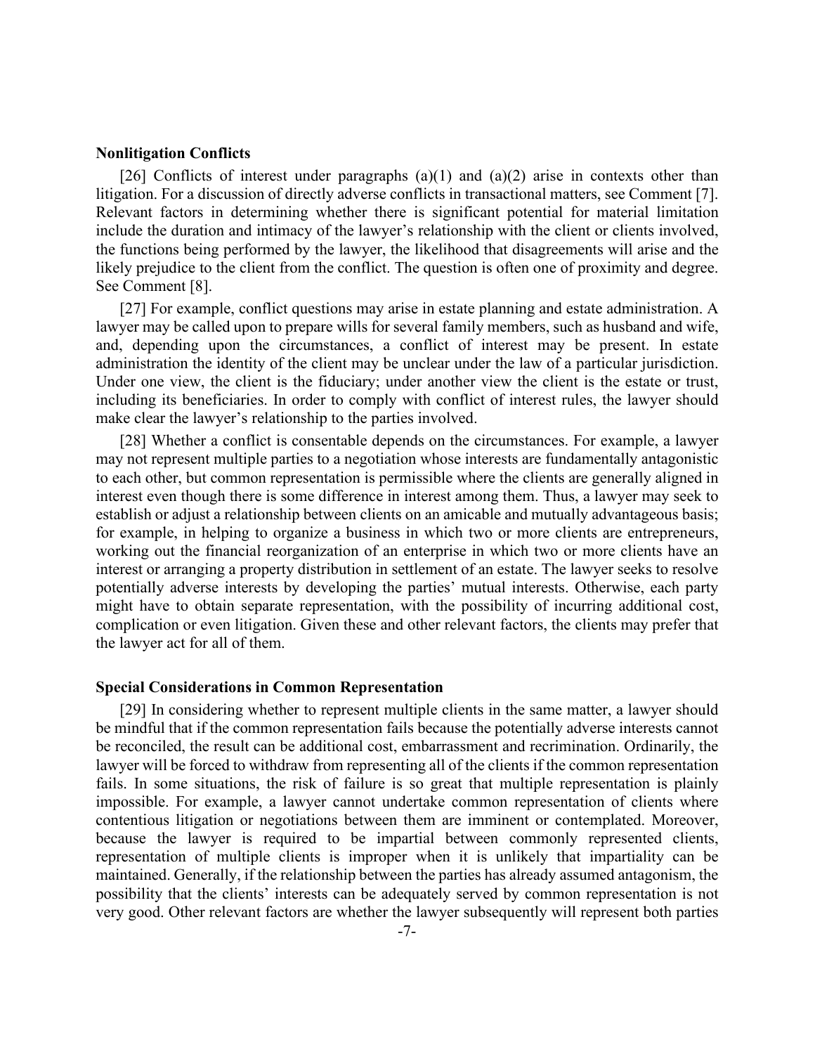### Nonlitigation Conflicts

[26] Conflicts of interest under paragraphs (a)(1) and (a)(2) arise in contexts other than litigation. For a discussion of directly adverse conflicts in transactional matters, see Comment [7]. Relevant factors in determining whether there is significant potential for material limitation include the duration and intimacy of the lawyer's relationship with the client or clients involved, the functions being performed by the lawyer, the likelihood that disagreements will arise and the likely prejudice to the client from the conflict. The question is often one of proximity and degree. See Comment [8].

[27] For example, conflict questions may arise in estate planning and estate administration. A lawyer may be called upon to prepare wills for several family members, such as husband and wife, and, depending upon the circumstances, a conflict of interest may be present. In estate administration the identity of the client may be unclear under the law of a particular jurisdiction. Under one view, the client is the fiduciary; under another view the client is the estate or trust, including its beneficiaries. In order to comply with conflict of interest rules, the lawyer should make clear the lawyer's relationship to the parties involved.

[28] Whether a conflict is consentable depends on the circumstances. For example, a lawyer may not represent multiple parties to a negotiation whose interests are fundamentally antagonistic to each other, but common representation is permissible where the clients are generally aligned in interest even though there is some difference in interest among them. Thus, a lawyer may seek to establish or adjust a relationship between clients on an amicable and mutually advantageous basis; for example, in helping to organize a business in which two or more clients are entrepreneurs, working out the financial reorganization of an enterprise in which two or more clients have an interest or arranging a property distribution in settlement of an estate. The lawyer seeks to resolve potentially adverse interests by developing the parties' mutual interests. Otherwise, each party might have to obtain separate representation, with the possibility of incurring additional cost, complication or even litigation. Given these and other relevant factors, the clients may prefer that the lawyer act for all of them.

### Special Considerations in Common Representation

[29] In considering whether to represent multiple clients in the same matter, a lawyer should be mindful that if the common representation fails because the potentially adverse interests cannot be reconciled, the result can be additional cost, embarrassment and recrimination. Ordinarily, the lawyer will be forced to withdraw from representing all of the clients if the common representation fails. In some situations, the risk of failure is so great that multiple representation is plainly impossible. For example, a lawyer cannot undertake common representation of clients where contentious litigation or negotiations between them are imminent or contemplated. Moreover, because the lawyer is required to be impartial between commonly represented clients, representation of multiple clients is improper when it is unlikely that impartiality can be maintained. Generally, if the relationship between the parties has already assumed antagonism, the possibility that the clients' interests can be adequately served by common representation is not very good. Other relevant factors are whether the lawyer subsequently will represent both parties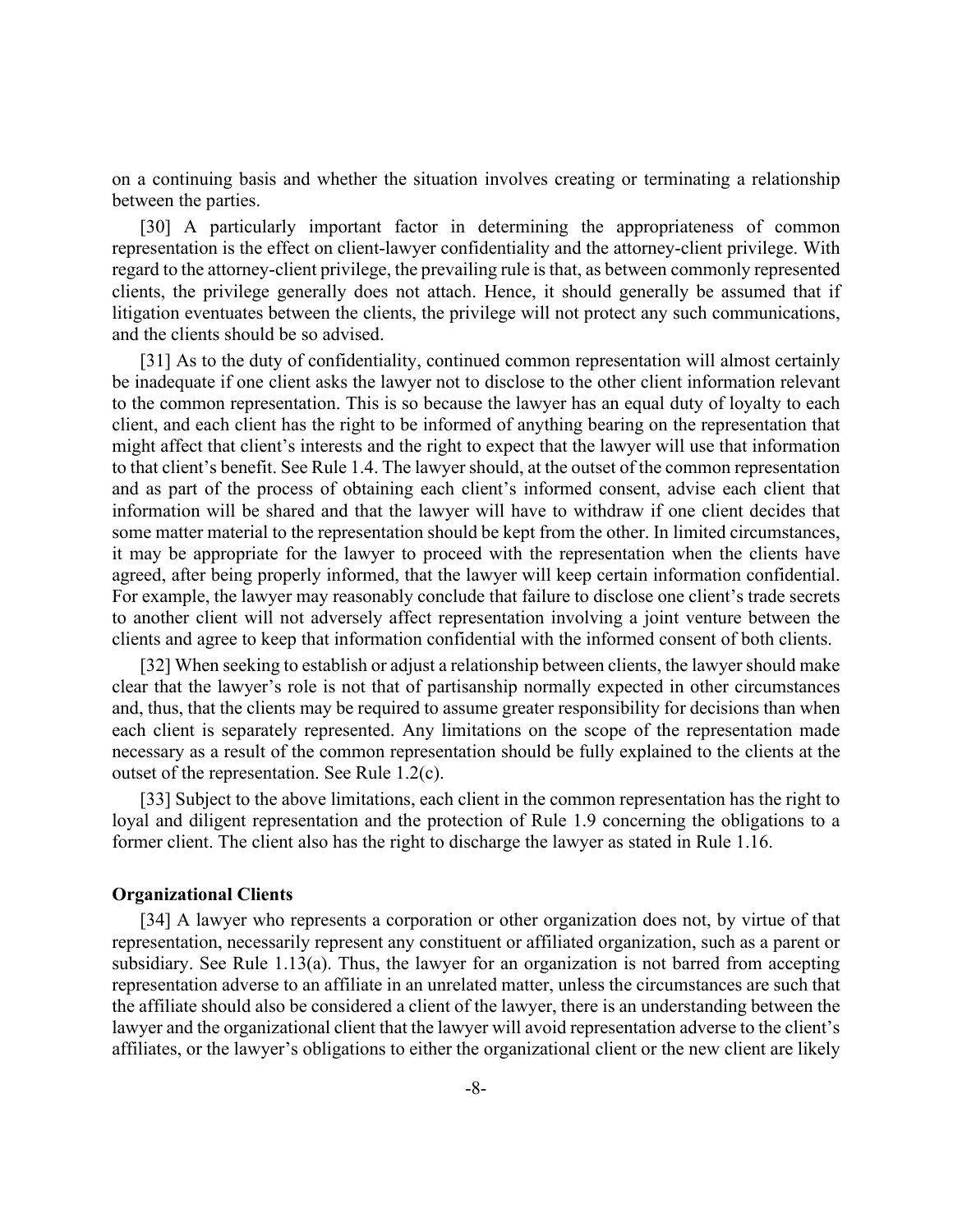on a continuing basis and whether the situation involves creating or terminating a relationship between the parties.

[30] A particularly important factor in determining the appropriateness of common representation is the effect on client-lawyer confidentiality and the attorney-client privilege. With regard to the attorney-client privilege, the prevailing rule is that, as between commonly represented clients, the privilege generally does not attach. Hence, it should generally be assumed that if litigation eventuates between the clients, the privilege will not protect any such communications, and the clients should be so advised.

[31] As to the duty of confidentiality, continued common representation will almost certainly be inadequate if one client asks the lawyer not to disclose to the other client information relevant to the common representation. This is so because the lawyer has an equal duty of loyalty to each client, and each client has the right to be informed of anything bearing on the representation that might affect that client's interests and the right to expect that the lawyer will use that information to that client's benefit. See Rule 1.4. The lawyer should, at the outset of the common representation and as part of the process of obtaining each client's informed consent, advise each client that information will be shared and that the lawyer will have to withdraw if one client decides that some matter material to the representation should be kept from the other. In limited circumstances, it may be appropriate for the lawyer to proceed with the representation when the clients have agreed, after being properly informed, that the lawyer will keep certain information confidential. For example, the lawyer may reasonably conclude that failure to disclose one client's trade secrets to another client will not adversely affect representation involving a joint venture between the clients and agree to keep that information confidential with the informed consent of both clients.

[32] When seeking to establish or adjust a relationship between clients, the lawyer should make clear that the lawyer's role is not that of partisanship normally expected in other circumstances and, thus, that the clients may be required to assume greater responsibility for decisions than when each client is separately represented. Any limitations on the scope of the representation made necessary as a result of the common representation should be fully explained to the clients at the outset of the representation. See Rule 1.2(c).

[33] Subject to the above limitations, each client in the common representation has the right to loyal and diligent representation and the protection of Rule 1.9 concerning the obligations to a former client. The client also has the right to discharge the lawyer as stated in Rule 1.16.

**Organizational Clients**

[34] A lawyer who represents a corporation or other organization does not, by virtue of that representation, necessarily represent any constituent or affiliated organization, such as a parent or subsidiary. See Rule 1.13(a). Thus, the lawyer for an organization is not barred from accepting representation adverse to an affiliate in an unrelated matter, unless the circumstances are such that the affiliate should also be considered a client of the lawyer, there is an understanding between the lawyer and the organizational client that the lawyer will avoid representation adverse to the client's affiliates, or the lawyer's obligations to either the organizational client or the new client are likely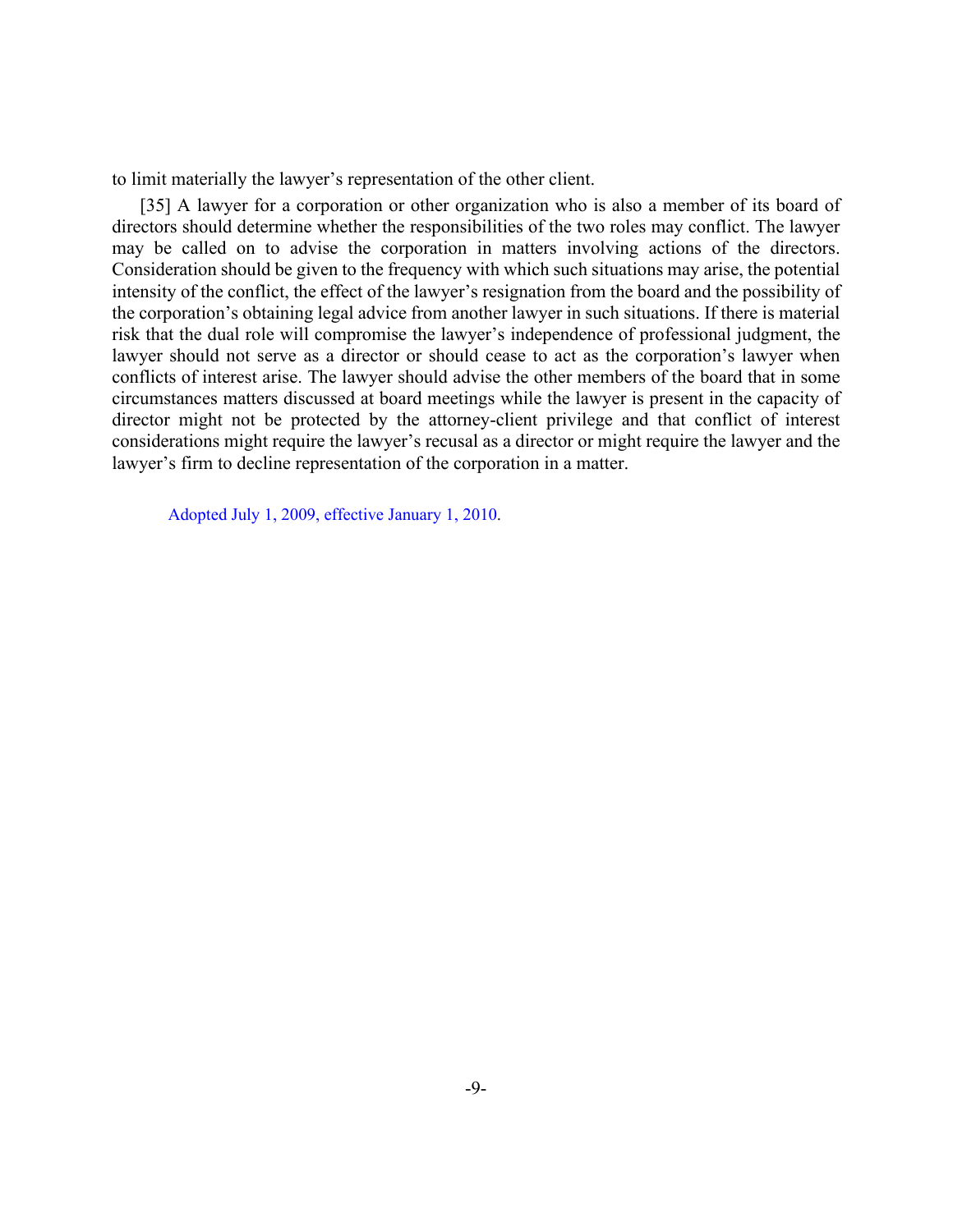to limit materially the lawyer's representation of the other client.

[35] A lawyer for a corporation or other organization who is also a member of its board of directors should determine whether the responsibilities of the two roles may conflict. The lawyer may be called on to advise the corporation in matters involving actions of the directors. Consideration should be given to the frequency with which such situations may arise, the potential intensity of the conflict, the effect of the lawyer's resignation from the board and the possibility of the corporation's obtaining legal advice from another lawyer in such situations. If there is material risk that the dual role will compromise the lawyer's independence of professional judgment, the lawyer should not serve as a director or should cease to act as the corporation's lawyer when conflicts of interest arise. The lawyer should advise the other members of the board that in some circumstances matters discussed at board meetings while the lawyer is present in the capacity of director might not be protected by the attorney-client privilege and that conflict of interest considerations might require the lawyer's recusal as a director or might require the lawyer and the lawyer's firm to decline representation of the corporation in a matter.

Adopted July 1, 2009, effective January 1, 2010.